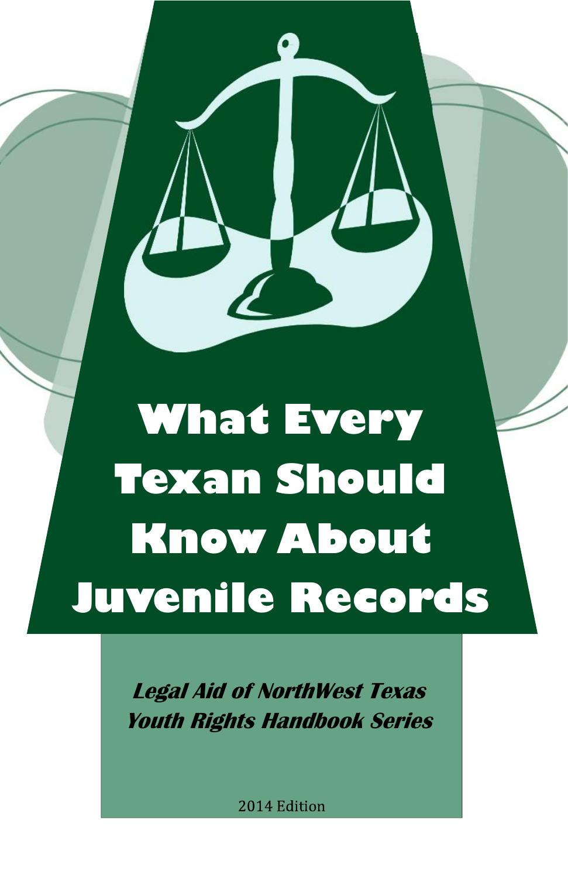# What Every Texan Should Know About Juvenile Records

***Legal Aid of NorthWest Texas***
***Youth Rights Handbook Series***

2014 Edition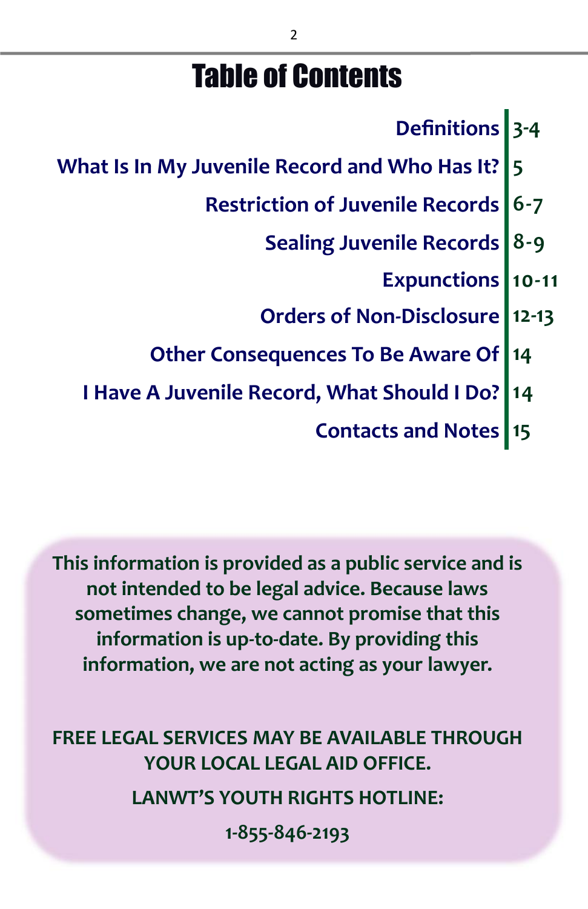# Table of Contents

| Section | Page |
|---|---|
| Definitions | 3-4 |
| What Is In My Juvenile Record and Who Has It? | 5 |
| Restriction of Juvenile Records | 6-7 |
| Sealing Juvenile Records | 8-9 |
| Expunctions | 10-11 |
| Orders of Non-Disclosure | 12-13 |
| Other Consequences To Be Aware Of | 14 |
| I Have A Juvenile Record, What Should I Do? | 14 |
| Contacts and Notes | 15 |

**This information is provided as a public service and is not intended to be legal advice. Because laws sometimes change, we cannot promise that this information is up-to-date. By providing this information, we are not acting as your lawyer.**

**FREE LEGAL SERVICES MAY BE AVAILABLE THROUGH YOUR LOCAL LEGAL AID OFFICE.**

**LANWT'S YOUTH RIGHTS HOTLINE:**

**1-855-846-2193**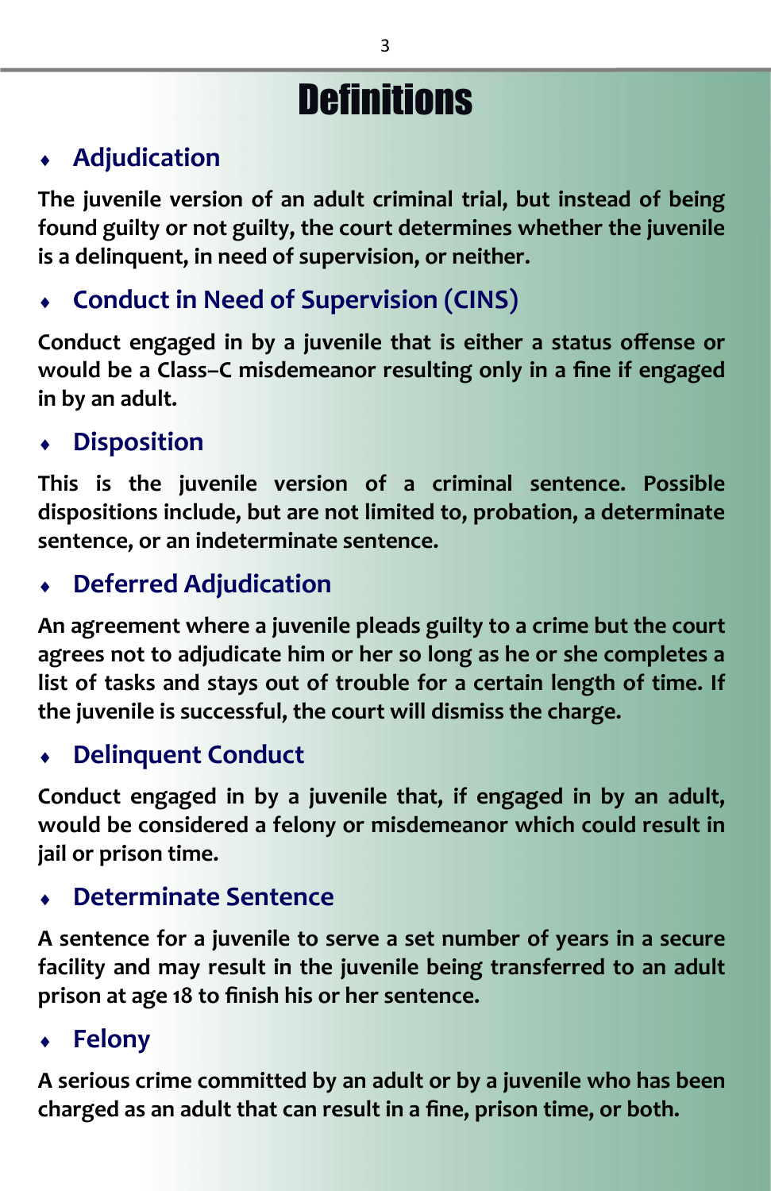# Definitions

## Adjudication

**The juvenile version of an adult criminal trial, but instead of being found guilty or not guilty, the court determines whether the juvenile is a delinquent, in need of supervision, or neither.**

## Conduct in Need of Supervision (CINS)

**Conduct engaged in by a juvenile that is either a status offense or would be a Class–C misdemeanor resulting only in a fine if engaged in by an adult.**

## Disposition

**This is the juvenile version of a criminal sentence. Possible dispositions include, but are not limited to, probation, a determinate sentence, or an indeterminate sentence.**

## Deferred Adjudication

**An agreement where a juvenile pleads guilty to a crime but the court agrees not to adjudicate him or her so long as he or she completes a list of tasks and stays out of trouble for a certain length of time. If the juvenile is successful, the court will dismiss the charge.**

## Delinquent Conduct

**Conduct engaged in by a juvenile that, if engaged in by an adult, would be considered a felony or misdemeanor which could result in jail or prison time.**

## Determinate Sentence

**A sentence for a juvenile to serve a set number of years in a secure facility and may result in the juvenile being transferred to an adult prison at age 18 to finish his or her sentence.**

## Felony

**A serious crime committed by an adult or by a juvenile who has been charged as an adult that can result in a fine, prison time, or both.**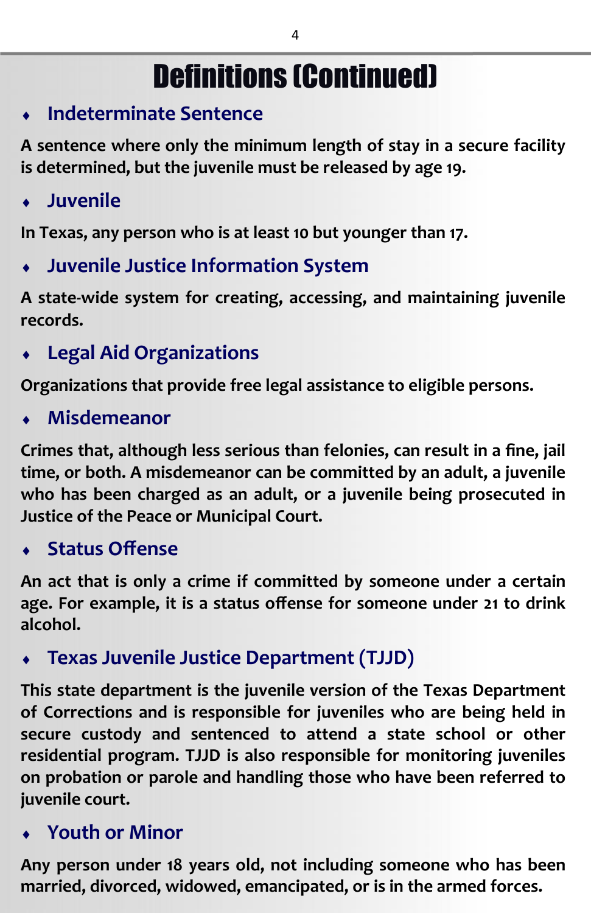# Definitions (Continued)

- ### Indeterminate Sentence

**A sentence where only the minimum length of stay in a secure facility is determined, but the juvenile must be released by age 19.**

- ### Juvenile

**In Texas, any person who is at least 10 but younger than 17.**

- ### Juvenile Justice Information System

**A state-wide system for creating, accessing, and maintaining juvenile records.**

- ### Legal Aid Organizations

**Organizations that provide free legal assistance to eligible persons.**

- ### Misdemeanor

**Crimes that, although less serious than felonies, can result in a fine, jail time, or both. A misdemeanor can be committed by an adult, a juvenile who has been charged as an adult, or a juvenile being prosecuted in Justice of the Peace or Municipal Court.**

- ### Status Offense

**An act that is only a crime if committed by someone under a certain age. For example, it is a status offense for someone under 21 to drink alcohol.**

- ### Texas Juvenile Justice Department (TJJD)

**This state department is the juvenile version of the Texas Department of Corrections and is responsible for juveniles who are being held in secure custody and sentenced to attend a state school or other residential program. TJJD is also responsible for monitoring juveniles on probation or parole and handling those who have been referred to juvenile court.**

- ### Youth or Minor

**Any person under 18 years old, not including someone who has been married, divorced, widowed, emancipated, or is in the armed forces.**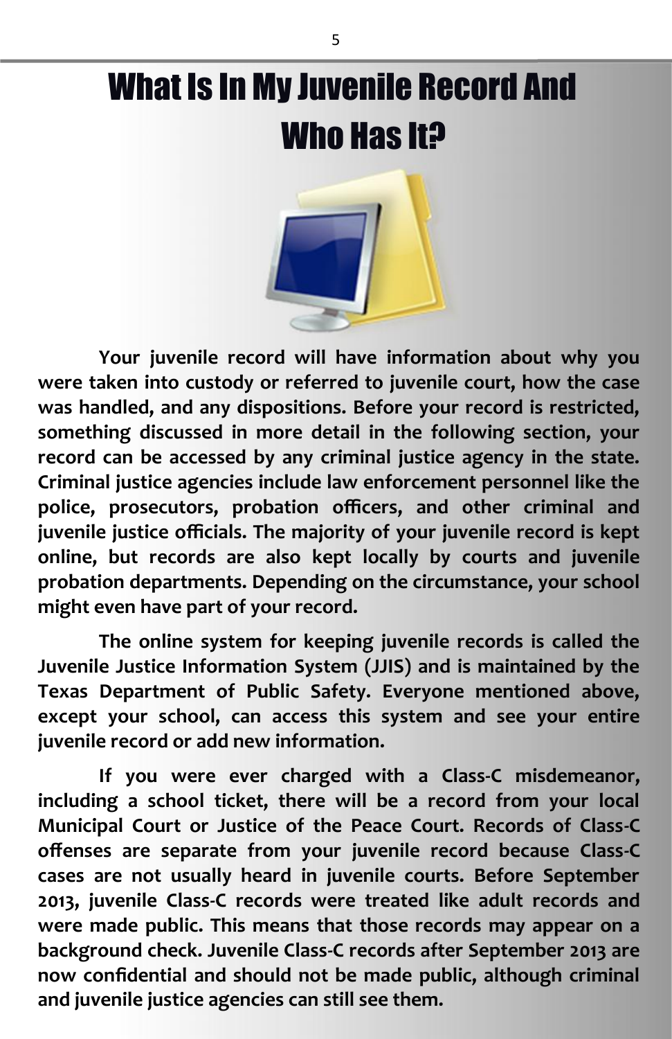# What Is In My Juvenile Record And Who Has It?

**Your juvenile record will have information about why you were taken into custody or referred to juvenile court, how the case was handled, and any dispositions. Before your record is restricted, something discussed in more detail in the following section, your record can be accessed by any criminal justice agency in the state. Criminal justice agencies include law enforcement personnel like the police, prosecutors, probation officers, and other criminal and juvenile justice officials. The majority of your juvenile record is kept online, but records are also kept locally by courts and juvenile probation departments. Depending on the circumstance, your school might even have part of your record.**

**The online system for keeping juvenile records is called the Juvenile Justice Information System (JJIS) and is maintained by the Texas Department of Public Safety. Everyone mentioned above, except your school, can access this system and see your entire juvenile record or add new information.**

**If you were ever charged with a Class-C misdemeanor, including a school ticket, there will be a record from your local Municipal Court or Justice of the Peace Court. Records of Class-C offenses are separate from your juvenile record because Class-C cases are not usually heard in juvenile courts. Before September 2013, juvenile Class-C records were treated like adult records and were made public. This means that those records may appear on a background check. Juvenile Class-C records after September 2013 are now confidential and should not be made public, although criminal and juvenile justice agencies can still see them.**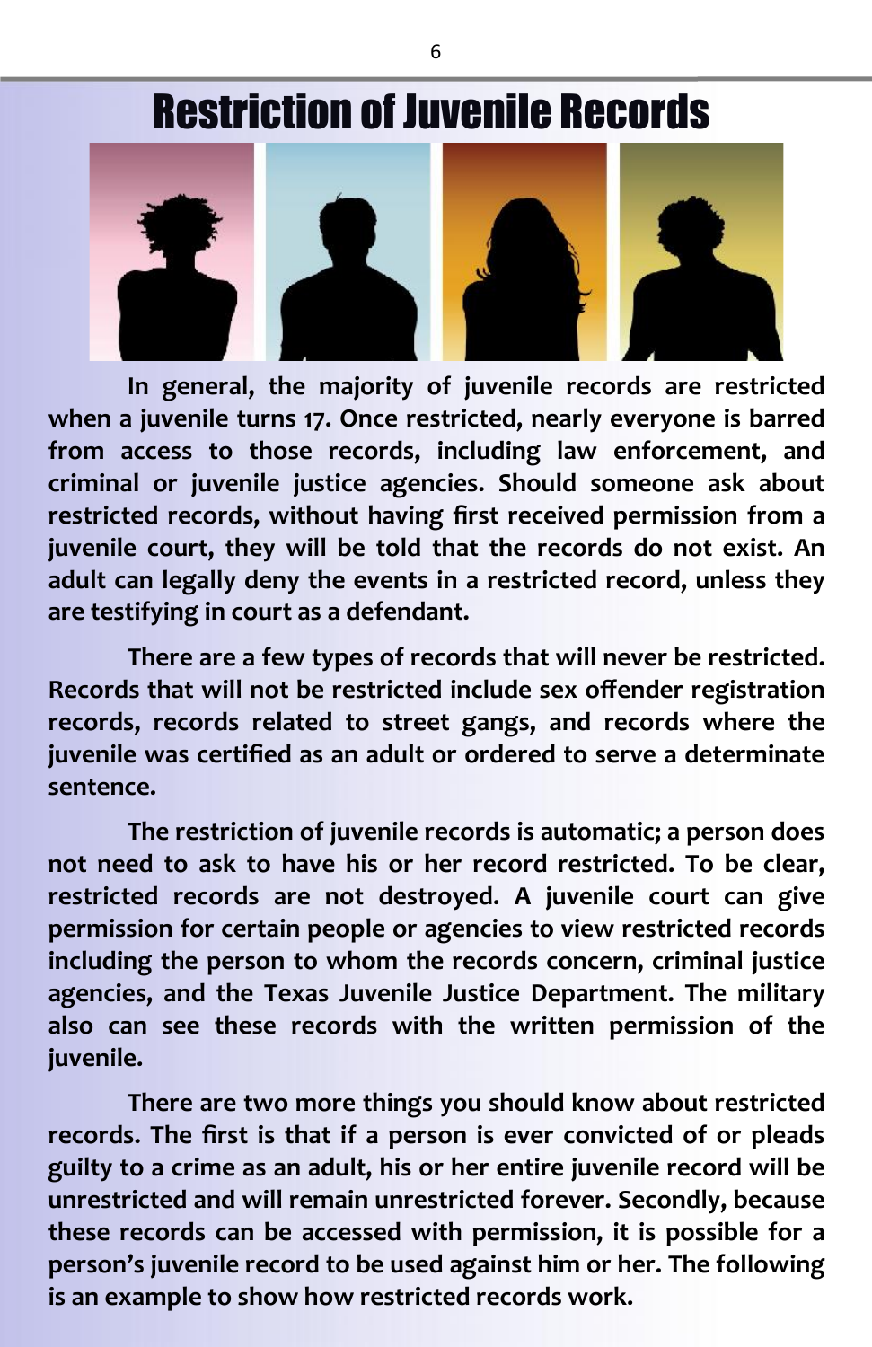# Restriction of Juvenile Records

**In general, the majority of juvenile records are restricted when a juvenile turns 17. Once restricted, nearly everyone is barred from access to those records, including law enforcement, and criminal or juvenile justice agencies. Should someone ask about restricted records, without having first received permission from a juvenile court, they will be told that the records do not exist. An adult can legally deny the events in a restricted record, unless they are testifying in court as a defendant.**

**There are a few types of records that will never be restricted. Records that will not be restricted include sex offender registration records, records related to street gangs, and records where the juvenile was certified as an adult or ordered to serve a determinate sentence.**

**The restriction of juvenile records is automatic; a person does not need to ask to have his or her record restricted. To be clear, restricted records are not destroyed. A juvenile court can give permission for certain people or agencies to view restricted records including the person to whom the records concern, criminal justice agencies, and the Texas Juvenile Justice Department. The military also can see these records with the written permission of the juvenile.**

**There are two more things you should know about restricted records. The first is that if a person is ever convicted of or pleads guilty to a crime as an adult, his or her entire juvenile record will be unrestricted and will remain unrestricted forever. Secondly, because these records can be accessed with permission, it is possible for a person's juvenile record to be used against him or her. The following is an example to show how restricted records work.**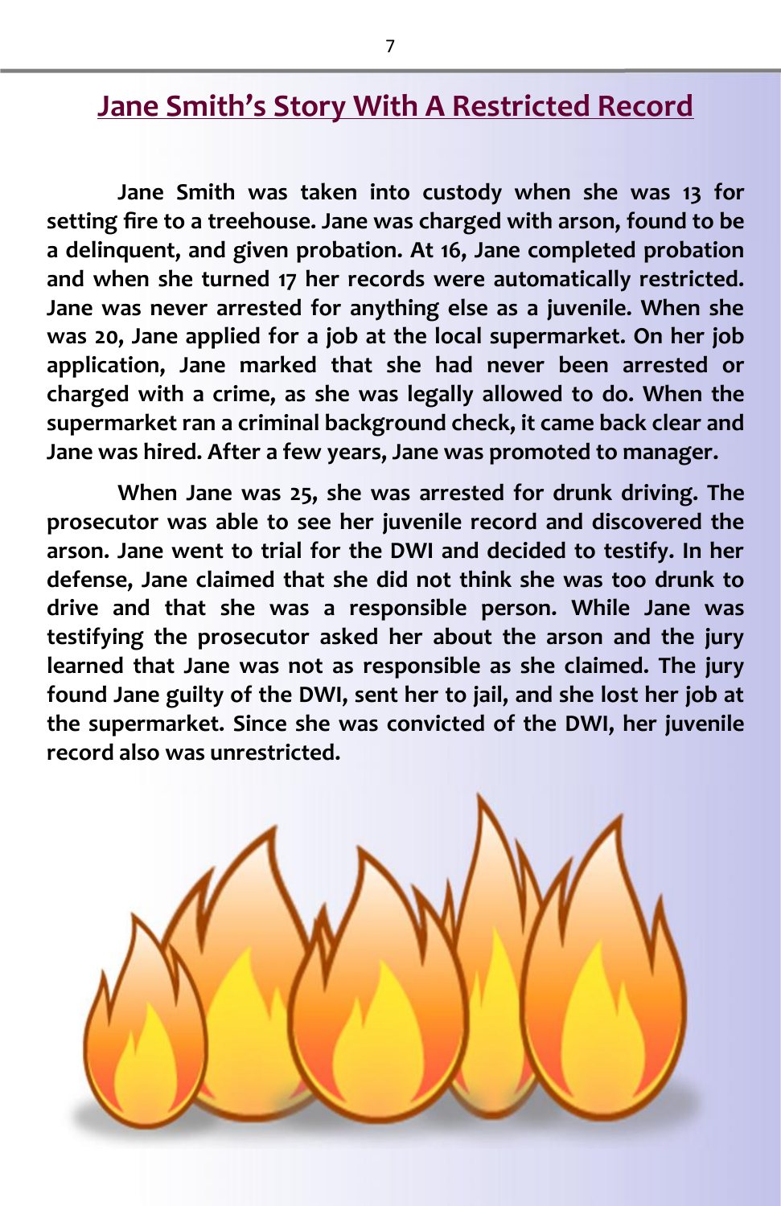## Jane Smith's Story With A Restricted Record

**Jane Smith was taken into custody when she was 13 for setting fire to a treehouse. Jane was charged with arson, found to be a delinquent, and given probation. At 16, Jane completed probation and when she turned 17 her records were automatically restricted. Jane was never arrested for anything else as a juvenile. When she was 20, Jane applied for a job at the local supermarket. On her job application, Jane marked that she had never been arrested or charged with a crime, as she was legally allowed to do. When the supermarket ran a criminal background check, it came back clear and Jane was hired. After a few years, Jane was promoted to manager.**

**When Jane was 25, she was arrested for drunk driving. The prosecutor was able to see her juvenile record and discovered the arson. Jane went to trial for the DWI and decided to testify. In her defense, Jane claimed that she did not think she was too drunk to drive and that she was a responsible person. While Jane was testifying the prosecutor asked her about the arson and the jury learned that Jane was not as responsible as she claimed. The jury found Jane guilty of the DWI, sent her to jail, and she lost her job at the supermarket. Since she was convicted of the DWI, her juvenile record also was unrestricted.**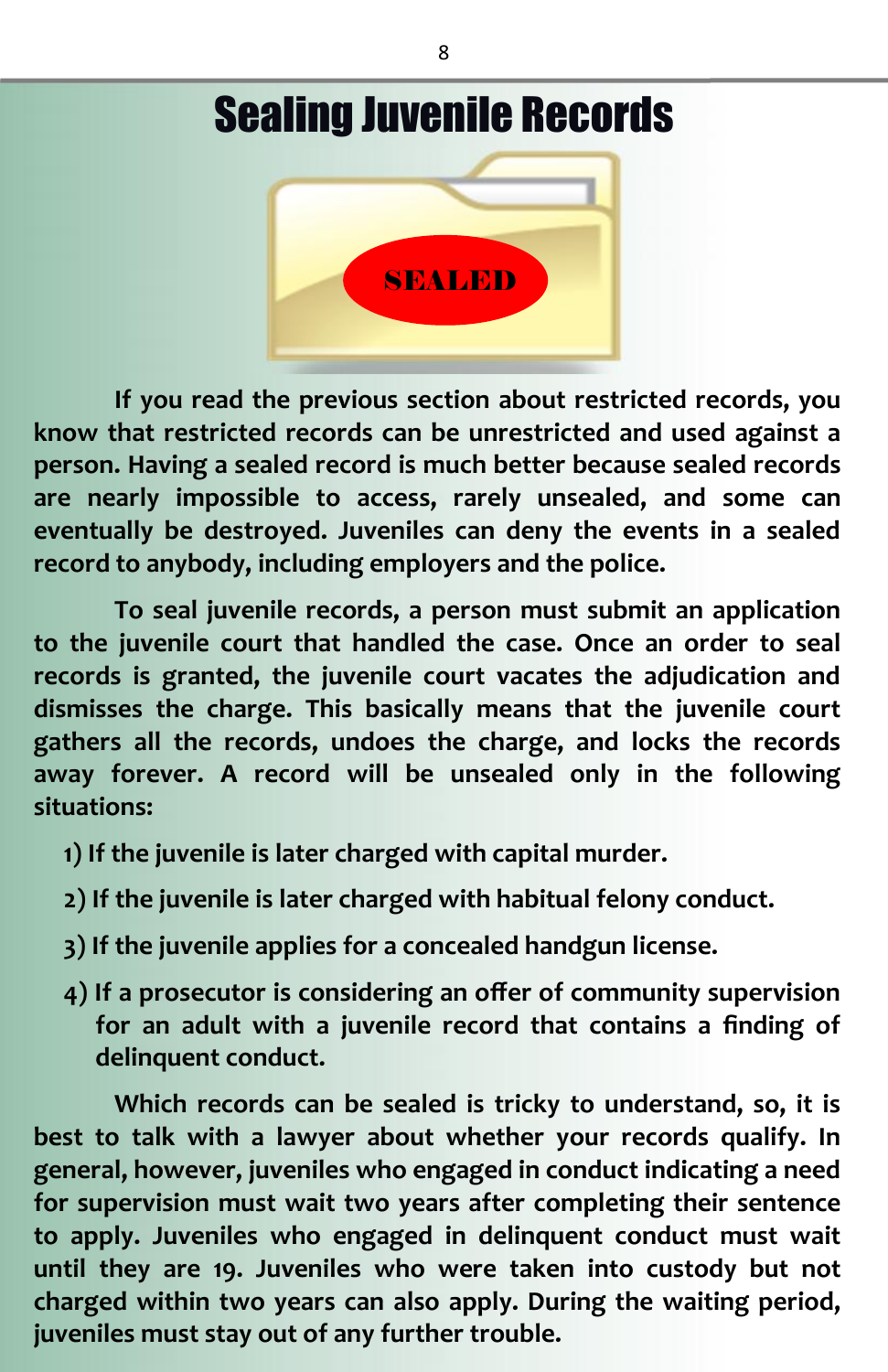# Sealing Juvenile Records

If you read the previous section about restricted records, you know that restricted records can be unrestricted and used against a person. Having a sealed record is much better because sealed records are nearly impossible to access, rarely unsealed, and some can eventually be destroyed. Juveniles can deny the events in a sealed record to anybody, including employers and the police.

To seal juvenile records, a person must submit an application to the juvenile court that handled the case. Once an order to seal records is granted, the juvenile court vacates the adjudication and dismisses the charge. This basically means that the juvenile court gathers all the records, undoes the charge, and locks the records away forever. A record will be unsealed only in the following situations:

1) If the juvenile is later charged with capital murder.
2) If the juvenile is later charged with habitual felony conduct.
3) If the juvenile applies for a concealed handgun license.
4) If a prosecutor is considering an offer of community supervision for an adult with a juvenile record that contains a finding of delinquent conduct.

Which records can be sealed is tricky to understand, so, it is best to talk with a lawyer about whether your records qualify. In general, however, juveniles who engaged in conduct indicating a need for supervision must wait two years after completing their sentence to apply. Juveniles who engaged in delinquent conduct must wait until they are 19. Juveniles who were taken into custody but not charged within two years can also apply. During the waiting period, juveniles must stay out of any further trouble.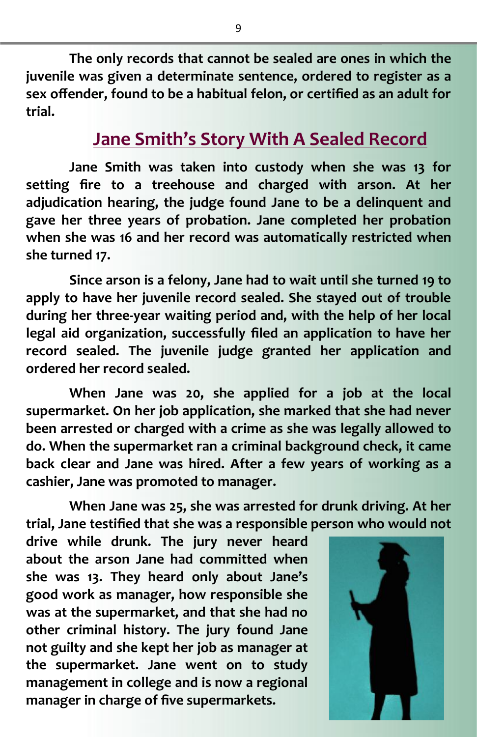**The only records that cannot be sealed are ones in which the juvenile was given a determinate sentence, ordered to register as a sex offender, found to be a habitual felon, or certified as an adult for trial.**

## Jane Smith's Story With A Sealed Record

**Jane Smith was taken into custody when she was 13 for setting fire to a treehouse and charged with arson. At her adjudication hearing, the judge found Jane to be a delinquent and gave her three years of probation. Jane completed her probation when she was 16 and her record was automatically restricted when she turned 17.**

**Since arson is a felony, Jane had to wait until she turned 19 to apply to have her juvenile record sealed. She stayed out of trouble during her three-year waiting period and, with the help of her local legal aid organization, successfully filed an application to have her record sealed. The juvenile judge granted her application and ordered her record sealed.**

**When Jane was 20, she applied for a job at the local supermarket. On her job application, she marked that she had never been arrested or charged with a crime as she was legally allowed to do. When the supermarket ran a criminal background check, it came back clear and Jane was hired. After a few years of working as a cashier, Jane was promoted to manager.**

**When Jane was 25, she was arrested for drunk driving. At her trial, Jane testified that she was a responsible person who would not drive while drunk. The jury never heard about the arson Jane had committed when she was 13. They heard only about Jane's good work as manager, how responsible she was at the supermarket, and that she had no other criminal history. The jury found Jane not guilty and she kept her job as manager at the supermarket. Jane went on to study management in college and is now a regional manager in charge of five supermarkets.**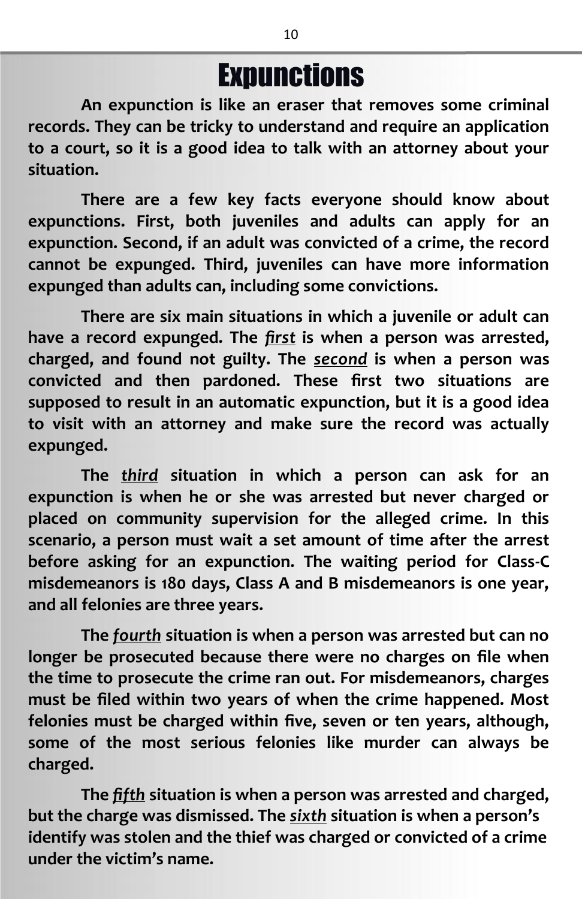# Expunctions

**An expunction is like an eraser that removes some criminal records. They can be tricky to understand and require an application to a court, so it is a good idea to talk with an attorney about your situation.**

**There are a few key facts everyone should know about expunctions. First, both juveniles and adults can apply for an expunction. Second, if an adult was convicted of a crime, the record cannot be expunged. Third, juveniles can have more information expunged than adults can, including some convictions.**

**There are six main situations in which a juvenile or adult can have a record expunged. The *first* is when a person was arrested, charged, and found not guilty. The *second* is when a person was convicted and then pardoned. These first two situations are supposed to result in an automatic expunction, but it is a good idea to visit with an attorney and make sure the record was actually expunged.**

**The *third* situation in which a person can ask for an expunction is when he or she was arrested but never charged or placed on community supervision for the alleged crime. In this scenario, a person must wait a set amount of time after the arrest before asking for an expunction. The waiting period for Class-C misdemeanors is 180 days, Class A and B misdemeanors is one year, and all felonies are three years.**

**The *fourth* situation is when a person was arrested but can no longer be prosecuted because there were no charges on file when the time to prosecute the crime ran out. For misdemeanors, charges must be filed within two years of when the crime happened. Most felonies must be charged within five, seven or ten years, although, some of the most serious felonies like murder can always be charged.**

**The *fifth* situation is when a person was arrested and charged, but the charge was dismissed. The *sixth* situation is when a person's identify was stolen and the thief was charged or convicted of a crime under the victim's name.**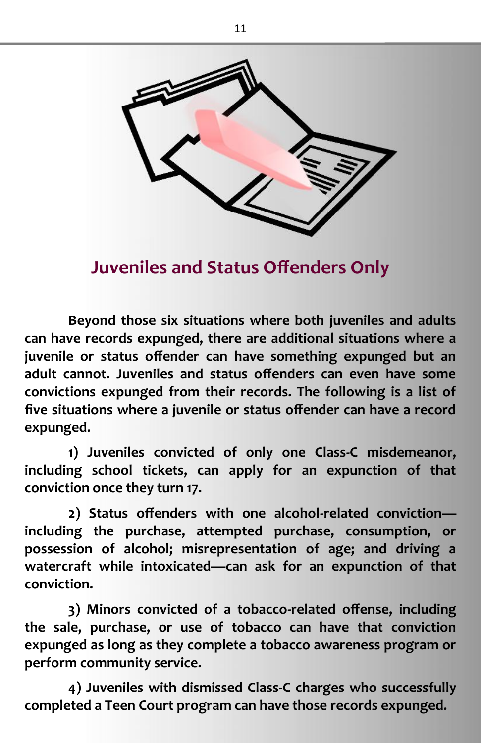## Juveniles and Status Offenders Only

**Beyond those six situations where both juveniles and adults can have records expunged, there are additional situations where a juvenile or status offender can have something expunged but an adult cannot. Juveniles and status offenders can even have some convictions expunged from their records. The following is a list of five situations where a juvenile or status offender can have a record expunged.**

**1) Juveniles convicted of only one Class-C misdemeanor, including school tickets, can apply for an expunction of that conviction once they turn 17.**

**2) Status offenders with one alcohol-related conviction—including the purchase, attempted purchase, consumption, or possession of alcohol; misrepresentation of age; and driving a watercraft while intoxicated—can ask for an expunction of that conviction.**

**3) Minors convicted of a tobacco-related offense, including the sale, purchase, or use of tobacco can have that conviction expunged as long as they complete a tobacco awareness program or perform community service.**

**4) Juveniles with dismissed Class-C charges who successfully completed a Teen Court program can have those records expunged.**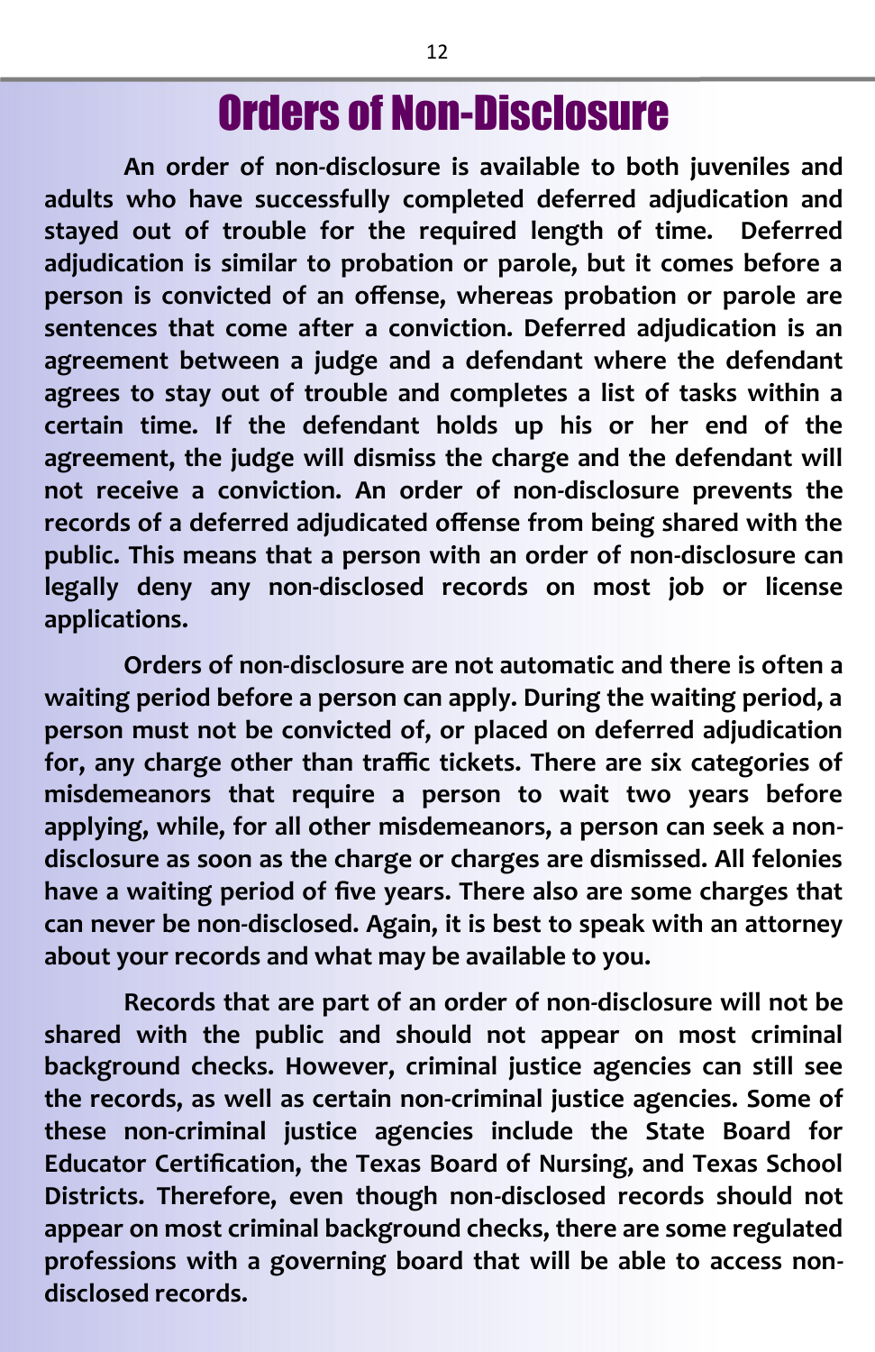# Orders of Non-Disclosure

**An order of non-disclosure is available to both juveniles and adults who have successfully completed deferred adjudication and stayed out of trouble for the required length of time. Deferred adjudication is similar to probation or parole, but it comes before a person is convicted of an offense, whereas probation or parole are sentences that come after a conviction. Deferred adjudication is an agreement between a judge and a defendant where the defendant agrees to stay out of trouble and completes a list of tasks within a certain time. If the defendant holds up his or her end of the agreement, the judge will dismiss the charge and the defendant will not receive a conviction. An order of non-disclosure prevents the records of a deferred adjudicated offense from being shared with the public. This means that a person with an order of non-disclosure can legally deny any non-disclosed records on most job or license applications.**

**Orders of non-disclosure are not automatic and there is often a waiting period before a person can apply. During the waiting period, a person must not be convicted of, or placed on deferred adjudication for, any charge other than traffic tickets. There are six categories of misdemeanors that require a person to wait two years before applying, while, for all other misdemeanors, a person can seek a non-disclosure as soon as the charge or charges are dismissed. All felonies have a waiting period of five years. There also are some charges that can never be non-disclosed. Again, it is best to speak with an attorney about your records and what may be available to you.**

**Records that are part of an order of non-disclosure will not be shared with the public and should not appear on most criminal background checks. However, criminal justice agencies can still see the records, as well as certain non-criminal justice agencies. Some of these non-criminal justice agencies include the State Board for Educator Certification, the Texas Board of Nursing, and Texas School Districts. Therefore, even though non-disclosed records should not appear on most criminal background checks, there are some regulated professions with a governing board that will be able to access non-disclosed records.**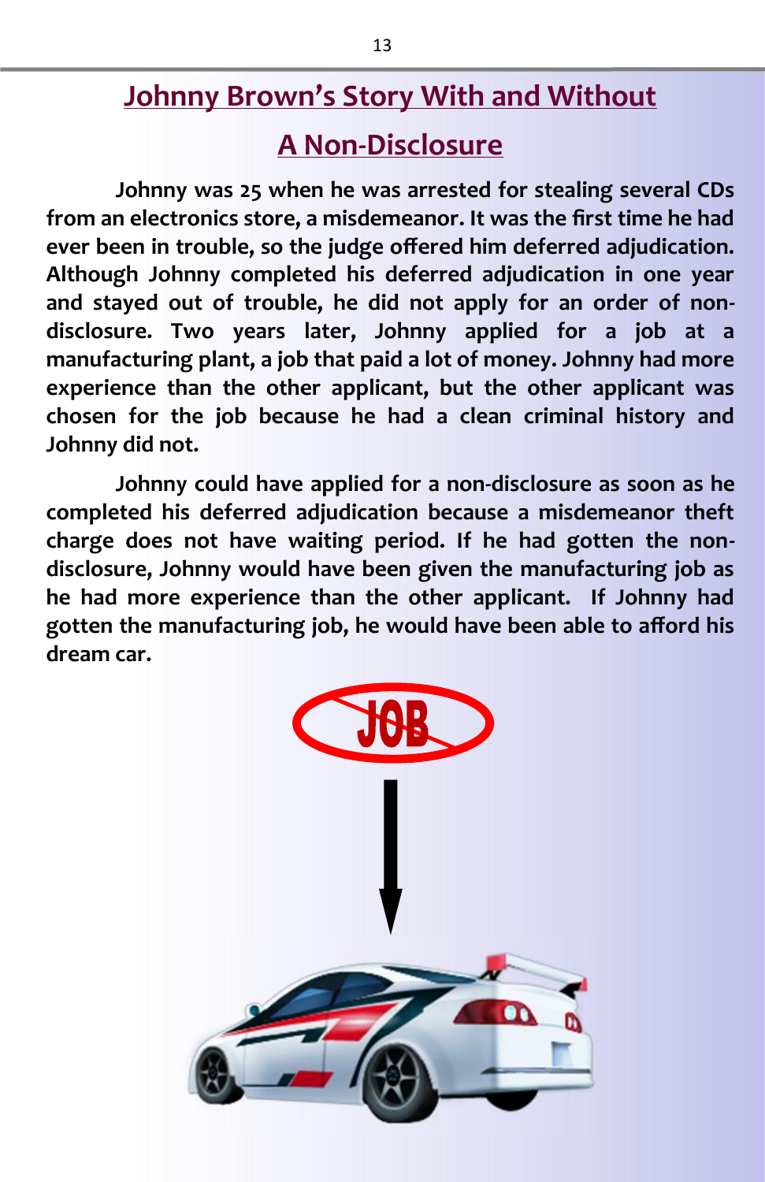# Johnny Brown's Story With and Without A Non-Disclosure

**Johnny was 25 when he was arrested for stealing several CDs from an electronics store, a misdemeanor. It was the first time he had ever been in trouble, so the judge offered him deferred adjudication. Although Johnny completed his deferred adjudication in one year and stayed out of trouble, he did not apply for an order of non-disclosure. Two years later, Johnny applied for a job at a manufacturing plant, a job that paid a lot of money. Johnny had more experience than the other applicant, but the other applicant was chosen for the job because he had a clean criminal history and Johnny did not.**

**Johnny could have applied for a non-disclosure as soon as he completed his deferred adjudication because a misdemeanor theft charge does not have waiting period. If he had gotten the non-disclosure, Johnny would have been given the manufacturing job as he had more experience than the other applicant. If Johnny had gotten the manufacturing job, he would have been able to afford his dream car.**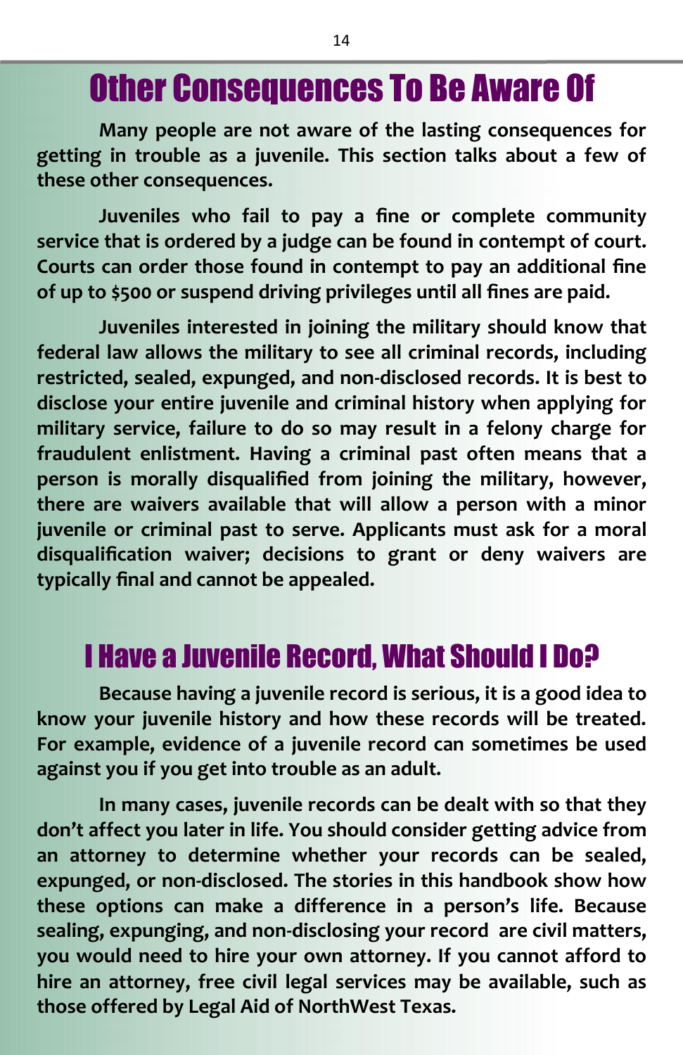# Other Consequences To Be Aware Of

**Many people are not aware of the lasting consequences for getting in trouble as a juvenile. This section talks about a few of these other consequences.**

**Juveniles who fail to pay a fine or complete community service that is ordered by a judge can be found in contempt of court. Courts can order those found in contempt to pay an additional fine of up to $500 or suspend driving privileges until all fines are paid.**

**Juveniles interested in joining the military should know that federal law allows the military to see all criminal records, including restricted, sealed, expunged, and non-disclosed records. It is best to disclose your entire juvenile and criminal history when applying for military service, failure to do so may result in a felony charge for fraudulent enlistment. Having a criminal past often means that a person is morally disqualified from joining the military, however, there are waivers available that will allow a person with a minor juvenile or criminal past to serve. Applicants must ask for a moral disqualification waiver; decisions to grant or deny waivers are typically final and cannot be appealed.**

# I Have a Juvenile Record, What Should I Do?

**Because having a juvenile record is serious, it is a good idea to know your juvenile history and how these records will be treated. For example, evidence of a juvenile record can sometimes be used against you if you get into trouble as an adult.**

**In many cases, juvenile records can be dealt with so that they don't affect you later in life. You should consider getting advice from an attorney to determine whether your records can be sealed, expunged, or non-disclosed. The stories in this handbook show how these options can make a difference in a person's life. Because sealing, expunging, and non-disclosing your record are civil matters, you would need to hire your own attorney. If you cannot afford to hire an attorney, free civil legal services may be available, such as those offered by Legal Aid of NorthWest Texas.**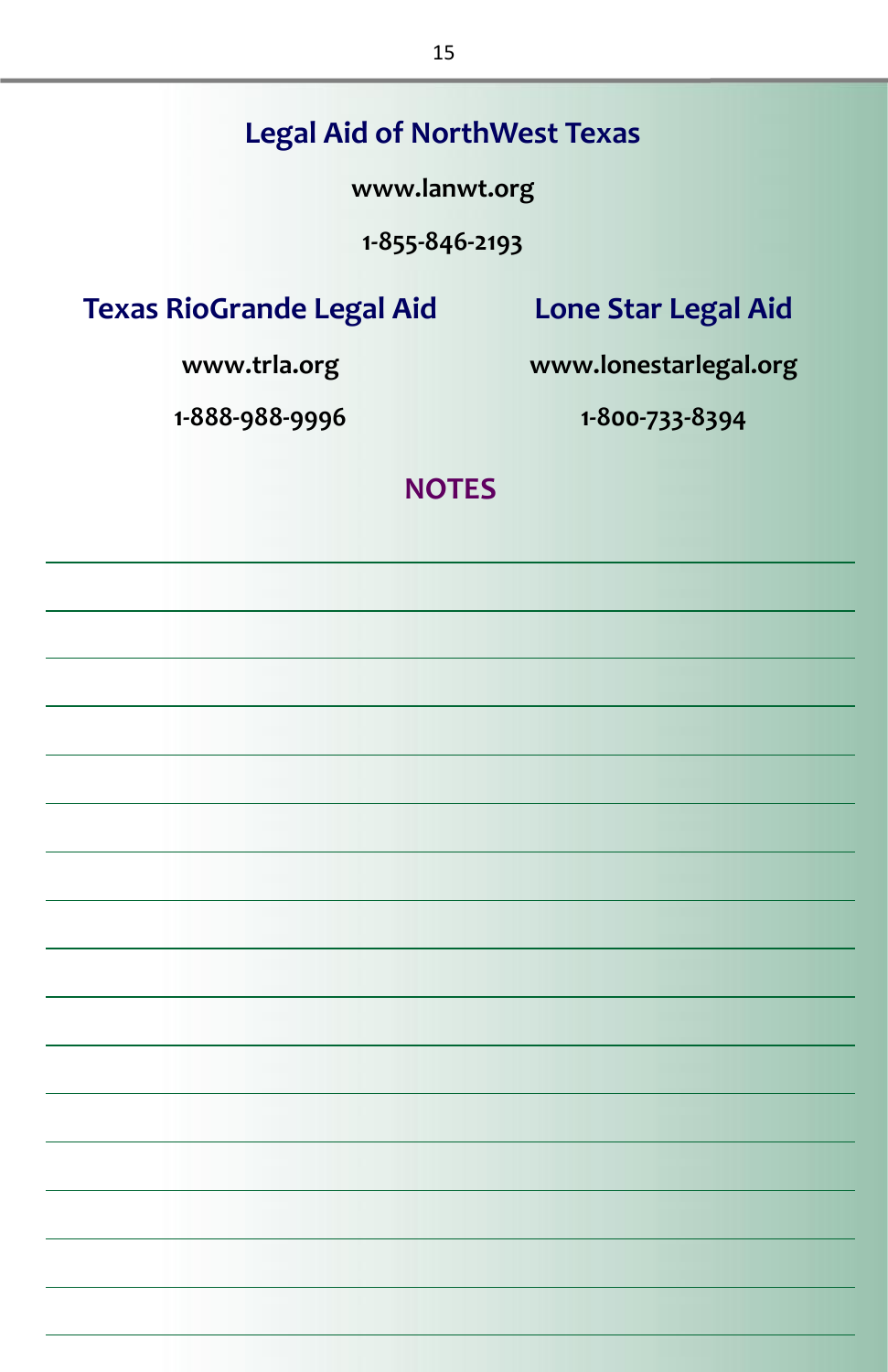## Legal Aid of NorthWest Texas

**www.lanwt.org**

**1-855-846-2193**

## Texas RioGrande Legal Aid

**www.trla.org**

**1-888-988-9996**

## Lone Star Legal Aid

**www.lonestarlegal.org**

**1-800-733-8394**

## NOTES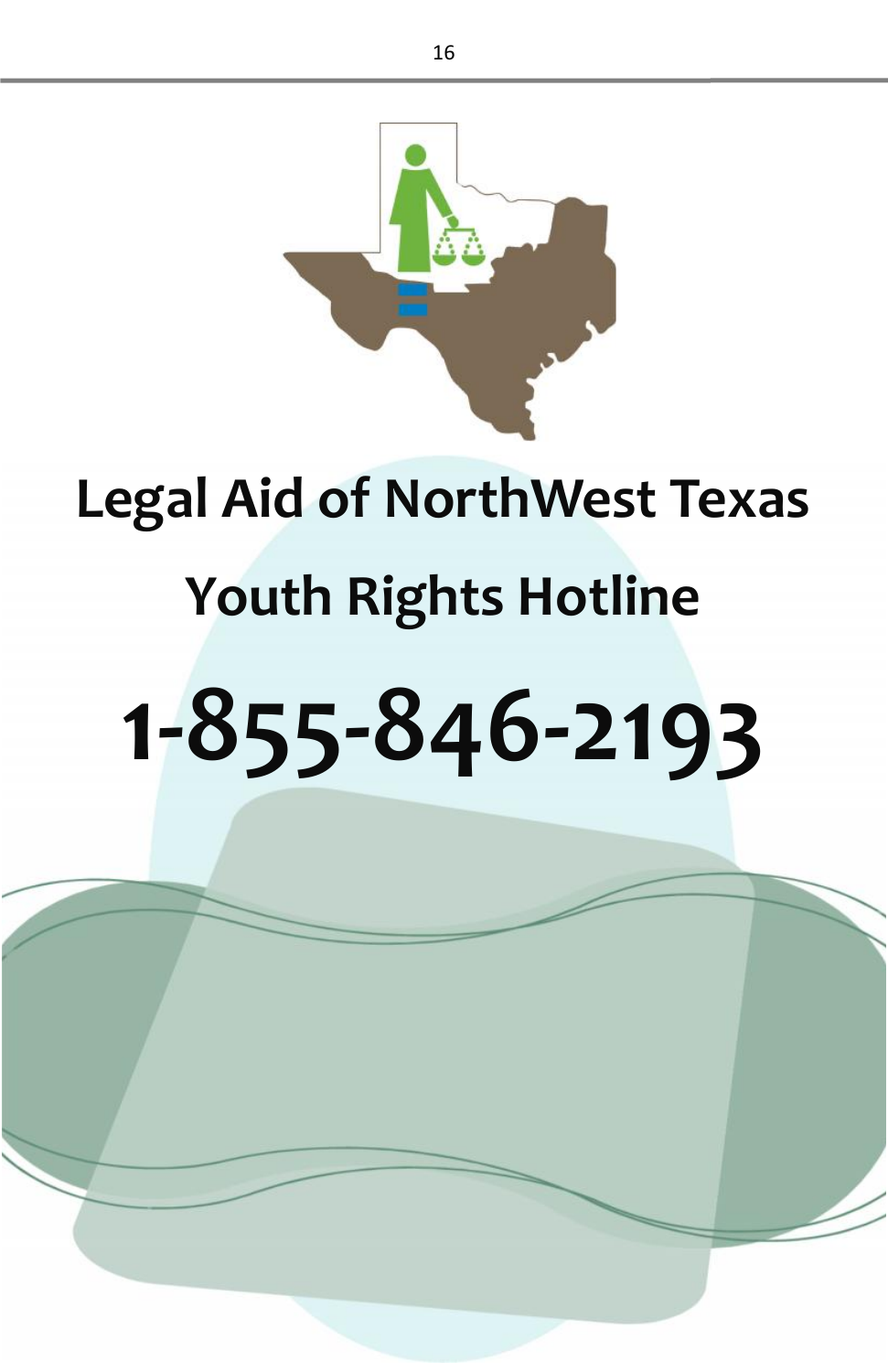# Legal Aid of NorthWest Texas

## Youth Rights Hotline

# 1-855-846-2193